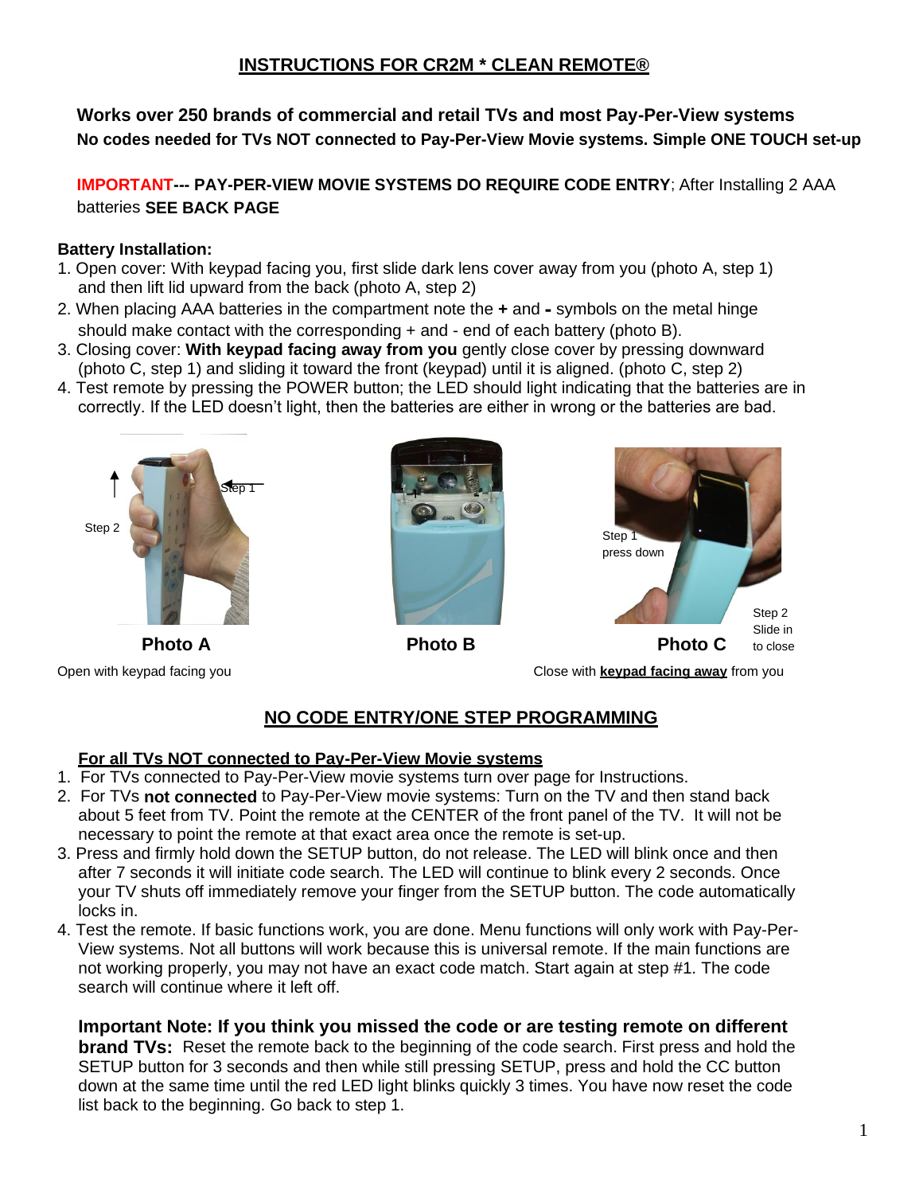# INSTRUCTIONS FOR CR2M * CLEAN REMOTE®

**Works over 250 brands of commercial and retail TVs and most Pay-Per-View systems**
**No codes needed for TVs NOT connected to Pay-Per-View Movie systems. Simple ONE TOUCH set-up**

**IMPORTANT--- PAY-PER-VIEW MOVIE SYSTEMS DO REQUIRE CODE ENTRY**; After Installing 2 AAA batteries **SEE BACK PAGE**

**Battery Installation:**

1. Open cover: With keypad facing you, first slide dark lens cover away from you (photo A, step 1) and then lift lid upward from the back (photo A, step 2)
2. When placing AAA batteries in the compartment note the **+** and **-** symbols on the metal hinge should make contact with the corresponding + and - end of each battery (photo B).
3. Closing cover: **With keypad facing away from you** gently close cover by pressing downward (photo C, step 1) and sliding it toward the front (keypad) until it is aligned. (photo C, step 2)
4. Test remote by pressing the POWER button; the LED should light indicating that the batteries are in correctly. If the LED doesn't light, then the batteries are either in wrong or the batteries are bad.

Step 1
Step 2

**Photo A**

Open with keypad facing you

**Photo B**

Step 1
press down

Step 2
Slide in
to close

**Photo C**

Close with **keypad facing away** from you

## NO CODE ENTRY/ONE STEP PROGRAMMING

### For all TVs NOT connected to Pay-Per-View Movie systems

1. For TVs connected to Pay-Per-View movie systems turn over page for Instructions.
2. For TVs **not connected** to Pay-Per-View movie systems: Turn on the TV and then stand back about 5 feet from TV. Point the remote at the CENTER of the front panel of the TV. It will not be necessary to point the remote at that exact area once the remote is set-up.
3. Press and firmly hold down the SETUP button, do not release. The LED will blink once and then after 7 seconds it will initiate code search. The LED will continue to blink every 2 seconds. Once your TV shuts off immediately remove your finger from the SETUP button. The code automatically locks in.
4. Test the remote. If basic functions work, you are done. Menu functions will only work with Pay-Per-View systems. Not all buttons will work because this is universal remote. If the main functions are not working properly, you may not have an exact code match. Start again at step #1. The code search will continue where it left off.

**Important Note: If you think you missed the code or are testing remote on different brand TVs:** Reset the remote back to the beginning of the code search. First press and hold the SETUP button for 3 seconds and then while still pressing SETUP, press and hold the CC button down at the same time until the red LED light blinks quickly 3 times. You have now reset the code list back to the beginning. Go back to step 1.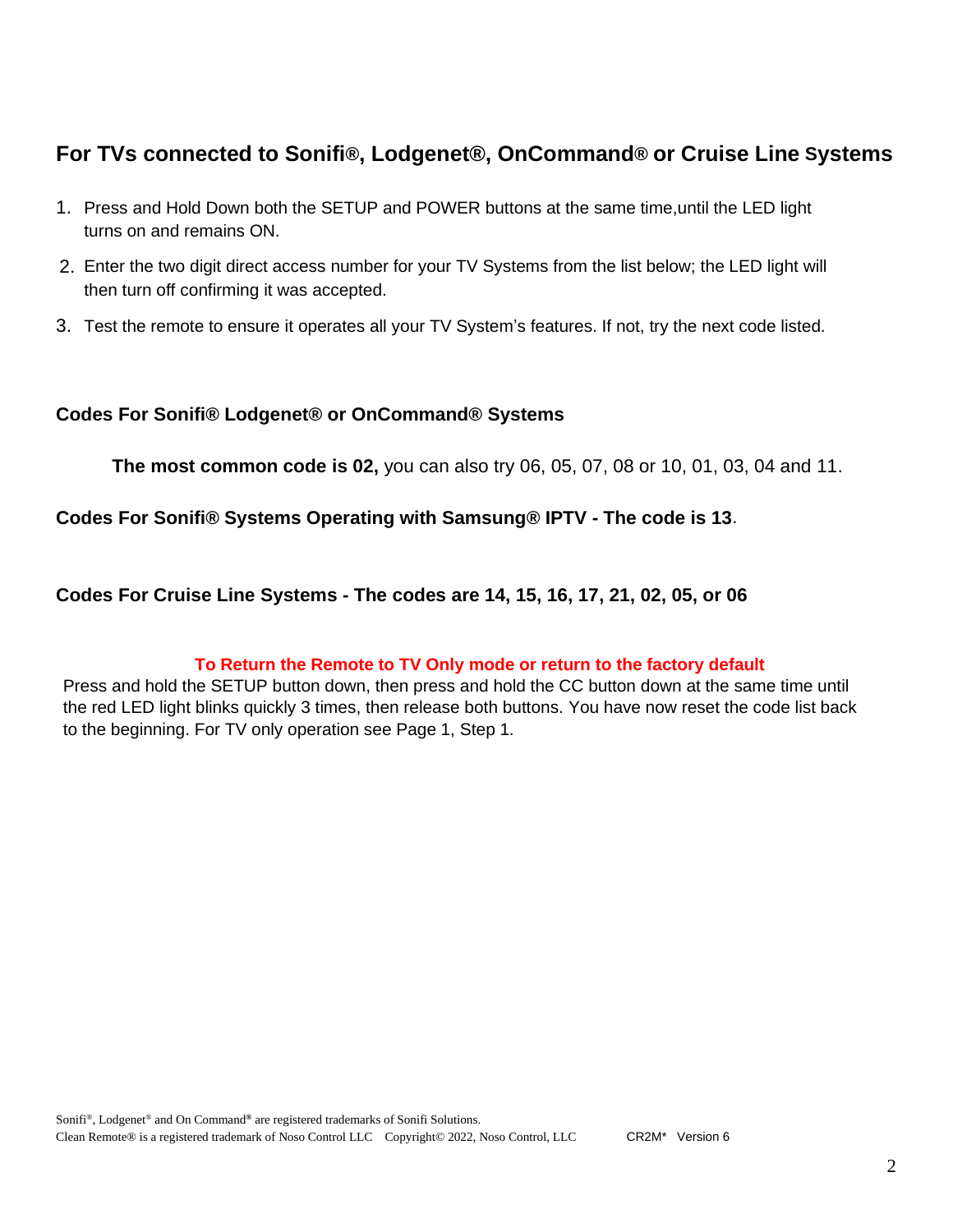## For TVs connected to Sonifi®, Lodgenet®, OnCommand® or Cruise Line Systems

1. Press and Hold Down both the SETUP and POWER buttons at the same time,until the LED light turns on and remains ON.
2. Enter the two digit direct access number for your TV Systems from the list below; the LED light will then turn off confirming it was accepted.
3. Test the remote to ensure it operates all your TV System's features. If not, try the next code listed.

### Codes For Sonifi® Lodgenet® or OnCommand® Systems

**The most common code is 02,** you can also try 06, 05, 07, 08 or 10, 01, 03, 04 and 11.

**Codes For Sonifi® Systems Operating with Samsung® IPTV - The code is 13**.

**Codes For Cruise Line Systems - The codes are 14, 15, 16, 17, 21, 02, 05, or 06**

**To Return the Remote to TV Only mode or return to the factory default**

Press and hold the SETUP button down, then press and hold the CC button down at the same time until the red LED light blinks quickly 3 times, then release both buttons. You have now reset the code list back to the beginning. For TV only operation see Page 1, Step 1.

Sonifi®, Lodgenet® and On Command® are registered trademarks of Sonifi Solutions.
Clean Remote® is a registered trademark of Noso Control LLC Copyright© 2022, Noso Control, LLC CR2M* Version 6